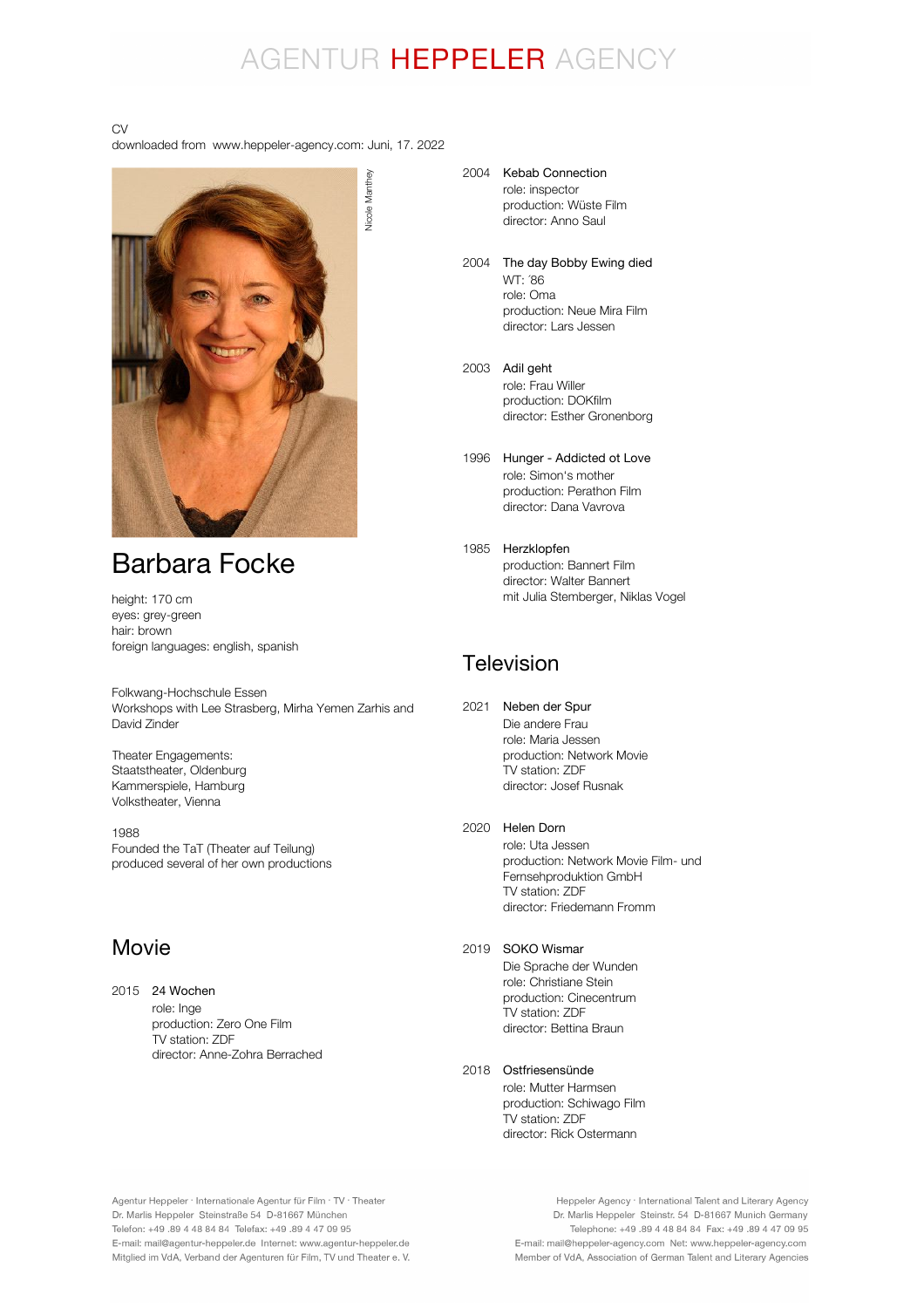# AGENTUR HEPPELER AGENCY

CV
downloaded from www.heppeler-agency.com: Juni, 17. 2022

Nicole Manthey

## Barbara Focke

height: 170 cm
eyes: grey-green
hair: brown
foreign languages: english, spanish

Folkwang-Hochschule Essen
Workshops with Lee Strasberg, Mirha Yemen Zarhis and David Zinder

Theater Engagements:
Staatstheater, Oldenburg
Kammerspiele, Hamburg
Volkstheater, Vienna

1988
Founded the TaT (Theater auf Teilung)
produced several of her own productions

## Movie

2015 **24 Wochen**
role: Inge
production: Zero One Film
TV station: ZDF
director: Anne-Zohra Berrached

2004 **Kebab Connection**
role: inspector
production: Wüste Film
director: Anno Saul

2004 **The day Bobby Ewing died**
WT: ´86
role: Oma
production: Neue Mira Film
director: Lars Jessen

2003 **Adil geht**
role: Frau Willer
production: DOKfilm
director: Esther Gronenborg

1996 **Hunger - Addicted ot Love**
role: Simon's mother
production: Perathon Film
director: Dana Vavrova

1985 **Herzklopfen**
production: Bannert Film
director: Walter Bannert
mit Julia Stemberger, Niklas Vogel

## Television

2021 **Neben der Spur**
Die andere Frau
role: Maria Jessen
production: Network Movie
TV station: ZDF
director: Josef Rusnak

2020 **Helen Dorn**
role: Uta Jessen
production: Network Movie Film- und Fernsehproduktion GmbH
TV station: ZDF
director: Friedemann Fromm

2019 **SOKO Wismar**
Die Sprache der Wunden
role: Christiane Stein
production: Cinecentrum
TV station: ZDF
director: Bettina Braun

2018 **Ostfriesensünde**
role: Mutter Harmsen
production: Schiwago Film
TV station: ZDF
director: Rick Ostermann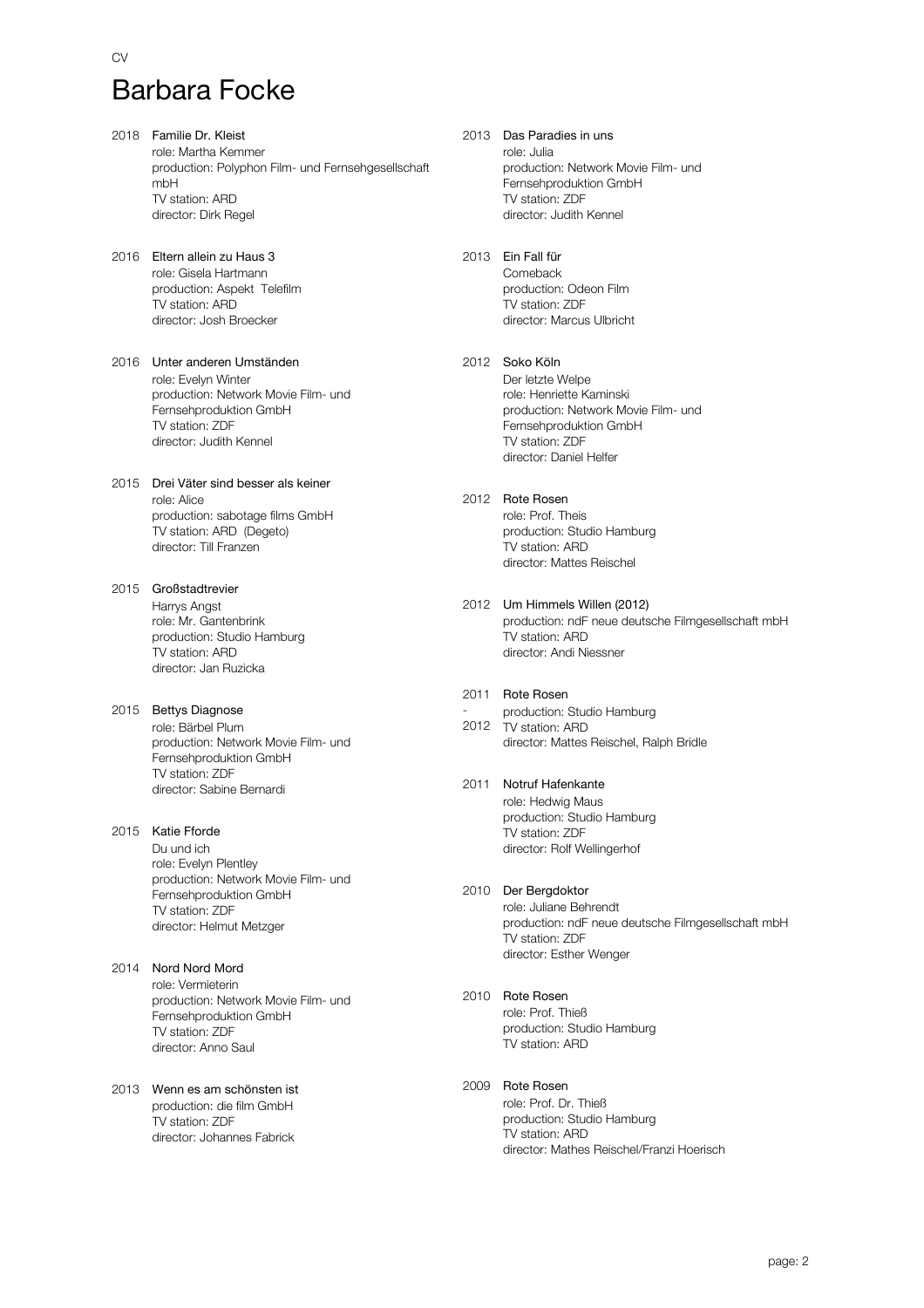CV

# Barbara Focke

2018 **Familie Dr. Kleist**
role: Martha Kemmer
production: Polyphon Film- und Fernsehgesellschaft mbH
TV station: ARD
director: Dirk Regel

2016 **Eltern allein zu Haus 3**
role: Gisela Hartmann
production: Aspekt Telefilm
TV station: ARD
director: Josh Broecker

2016 **Unter anderen Umständen**
role: Evelyn Winter
production: Network Movie Film- und Fernsehproduktion GmbH
TV station: ZDF
director: Judith Kennel

2015 **Drei Väter sind besser als keiner**
role: Alice
production: sabotage films GmbH
TV station: ARD (Degeto)
director: Till Franzen

2015 **Großstadtrevier**
Harrys Angst
role: Mr. Gantenbrink
production: Studio Hamburg
TV station: ARD
director: Jan Ruzicka

2015 **Bettys Diagnose**
role: Bärbel Plum
production: Network Movie Film- und Fernsehproduktion GmbH
TV station: ZDF
director: Sabine Bernardi

2015 **Katie Fforde**
Du und ich
role: Evelyn Plentley
production: Network Movie Film- und Fernsehproduktion GmbH
TV station: ZDF
director: Helmut Metzger

2014 **Nord Nord Mord**
role: Vermieterin
production: Network Movie Film- und Fernsehproduktion GmbH
TV station: ZDF
director: Anno Saul

2013 **Wenn es am schönsten ist**
production: die film GmbH
TV station: ZDF
director: Johannes Fabrick

2013 **Das Paradies in uns**
role: Julia
production: Network Movie Film- und Fernsehproduktion GmbH
TV station: ZDF
director: Judith Kennel

2013 **Ein Fall für**
Comeback
production: Odeon Film
TV station: ZDF
director: Marcus Ulbricht

2012 **Soko Köln**
Der letzte Welpe
role: Henriette Kaminski
production: Network Movie Film- und Fernsehproduktion GmbH
TV station: ZDF
director: Daniel Helfer

2012 **Rote Rosen**
role: Prof. Theis
production: Studio Hamburg
TV station: ARD
director: Mattes Reischel

2012 **Um Himmels Willen (2012)**
production: ndF neue deutsche Filmgesellschaft mbH
TV station: ARD
director: Andi Niessner

2011 - 2012 **Rote Rosen**
production: Studio Hamburg
TV station: ARD
director: Mattes Reischel, Ralph Bridle

2011 **Notruf Hafenkante**
role: Hedwig Maus
production: Studio Hamburg
TV station: ZDF
director: Rolf Wellingerhof

2010 **Der Bergdoktor**
role: Juliane Behrendt
production: ndF neue deutsche Filmgesellschaft mbH
TV station: ZDF
director: Esther Wenger

2010 **Rote Rosen**
role: Prof. Thieß
production: Studio Hamburg
TV station: ARD

2009 **Rote Rosen**
role: Prof. Dr. Thieß
production: Studio Hamburg
TV station: ARD
director: Mathes Reischel/Franzi Hoerisch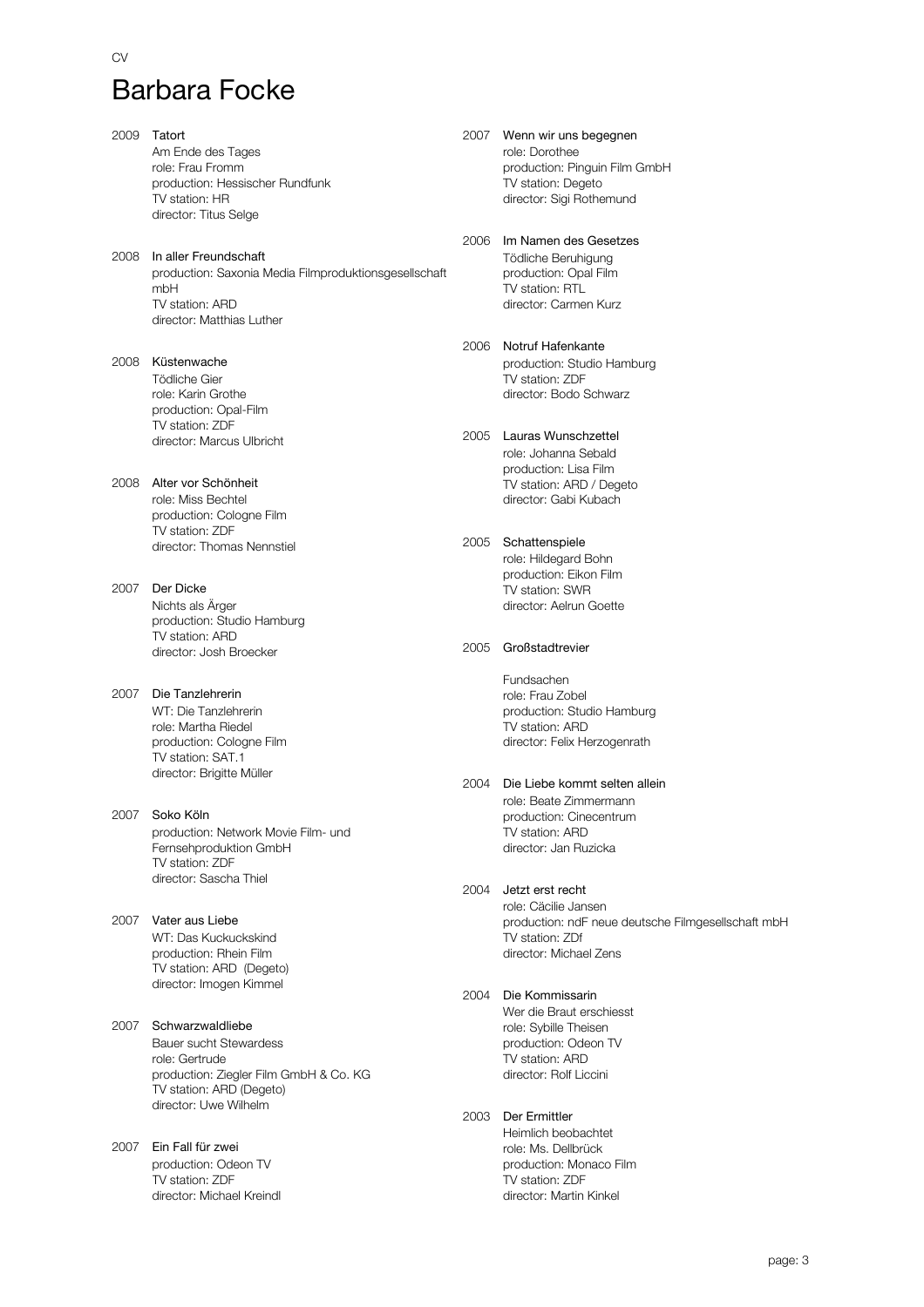CV

# Barbara Focke

2009 **Tatort**
Am Ende des Tages
role: Frau Fromm
production: Hessischer Rundfunk
TV station: HR
director: Titus Selge

2008 **In aller Freundschaft**
production: Saxonia Media Filmproduktionsgesellschaft mbH
TV station: ARD
director: Matthias Luther

2008 **Küstenwache**
Tödliche Gier
role: Karin Grothe
production: Opal-Film
TV station: ZDF
director: Marcus Ulbricht

2008 **Alter vor Schönheit**
role: Miss Bechtel
production: Cologne Film
TV station: ZDF
director: Thomas Nennstiel

2007 **Der Dicke**
Nichts als Ärger
production: Studio Hamburg
TV station: ARD
director: Josh Broecker

2007 **Die Tanzlehrerin**
WT: Die Tanzlehrerin
role: Martha Riedel
production: Cologne Film
TV station: SAT.1
director: Brigitte Müller

2007 **Soko Köln**
production: Network Movie Film- und Fernsehproduktion GmbH
TV station: ZDF
director: Sascha Thiel

2007 **Vater aus Liebe**
WT: Das Kuckuckskind
production: Rhein Film
TV station: ARD (Degeto)
director: Imogen Kimmel

2007 **Schwarzwaldliebe**
Bauer sucht Stewardess
role: Gertrude
production: Ziegler Film GmbH & Co. KG
TV station: ARD (Degeto)
director: Uwe Wilhelm

2007 **Ein Fall für zwei**
production: Odeon TV
TV station: ZDF
director: Michael Kreindl

2007 **Wenn wir uns begegnen**
role: Dorothee
production: Pinguin Film GmbH
TV station: Degeto
director: Sigi Rothemund

2006 **Im Namen des Gesetzes**
Tödliche Beruhigung
production: Opal Film
TV station: RTL
director: Carmen Kurz

2006 **Notruf Hafenkante**
production: Studio Hamburg
TV station: ZDF
director: Bodo Schwarz

2005 **Lauras Wunschzettel**
role: Johanna Sebald
production: Lisa Film
TV station: ARD / Degeto
director: Gabi Kubach

2005 **Schattenspiele**
role: Hildegard Bohn
production: Eikon Film
TV station: SWR
director: Aelrun Goette

2005 **Großstadtrevier**
Fundsachen
role: Frau Zobel
production: Studio Hamburg
TV station: ARD
director: Felix Herzogenrath

2004 **Die Liebe kommt selten allein**
role: Beate Zimmermann
production: Cinecentrum
TV station: ARD
director: Jan Ruzicka

2004 **Jetzt erst recht**
role: Cäcilie Jansen
production: ndF neue deutsche Filmgesellschaft mbH
TV station: ZDf
director: Michael Zens

2004 **Die Kommissarin**
Wer die Braut erschiesst
role: Sybille Theisen
production: Odeon TV
TV station: ARD
director: Rolf Liccini

2003 **Der Ermittler**
Heimlich beobachtet
role: Ms. Dellbrück
production: Monaco Film
TV station: ZDF
director: Martin Kinkel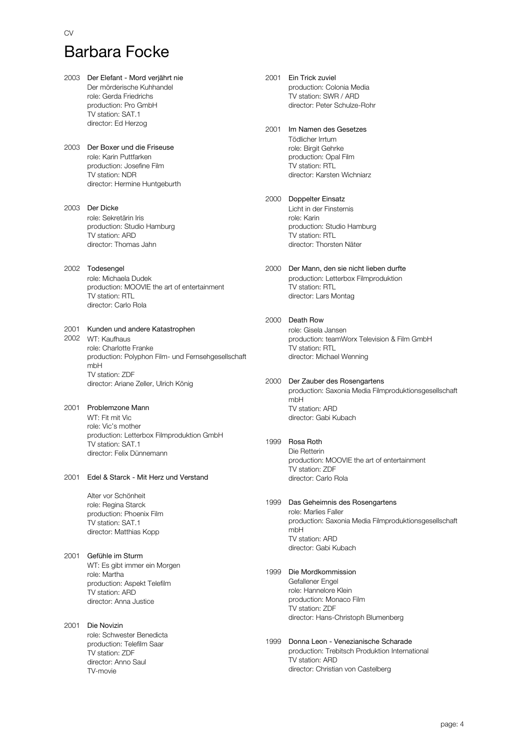CV

# Barbara Focke

2003 **Der Elefant - Mord verjährt nie**
Der mörderische Kuhhandel
role: Gerda Friedrichs
production: Pro GmbH
TV station: SAT.1
director: Ed Herzog

2003 **Der Boxer und die Friseuse**
role: Karin Puttfarken
production: Josefine Film
TV station: NDR
director: Hermine Huntgeburth

2003 **Der Dicke**
role: Sekretärin Iris
production: Studio Hamburg
TV station: ARD
director: Thomas Jahn

2002 **Todesengel**
role: Michaela Dudek
production: MOOVIE the art of entertainment
TV station: RTL
director: Carlo Rola

2001 2002 **Kunden und andere Katastrophen**
WT: Kaufhaus
role: Charlotte Franke
production: Polyphon Film- und Fernsehgesellschaft mbH
TV station: ZDF
director: Ariane Zeller, Ulrich König

2001 **Problemzone Mann**
WT: Fit mit Vic
role: Vic's mother
production: Letterbox Filmproduktion GmbH
TV station: SAT.1
director: Felix Dünnemann

2001 **Edel & Starck - Mit Herz und Verstand**

Alter vor Schönheit
role: Regina Starck
production: Phoenix Film
TV station: SAT.1
director: Matthias Kopp

2001 **Gefühle im Sturm**
WT: Es gibt immer ein Morgen
role: Martha
production: Aspekt Telefilm
TV station: ARD
director: Anna Justice

2001 **Die Novizin**
role: Schwester Benedicta
production: Telefilm Saar
TV station: ZDF
director: Anno Saul
TV-movie

2001 **Ein Trick zuviel**
production: Colonia Media
TV station: SWR / ARD
director: Peter Schulze-Rohr

2001 **Im Namen des Gesetzes**
Tödlicher Irrtum
role: Birgit Gehrke
production: Opal Film
TV station: RTL
director: Karsten Wichniarz

2000 **Doppelter Einsatz**
Licht in der Finsternis
role: Karin
production: Studio Hamburg
TV station: RTL
director: Thorsten Näter

2000 **Der Mann, den sie nicht lieben durfte**
production: Letterbox Filmproduktion
TV station: RTL
director: Lars Montag

2000 **Death Row**
role: Gisela Jansen
production: teamWorx Television & Film GmbH
TV station: RTL
director: Michael Wenning

2000 **Der Zauber des Rosengartens**
production: Saxonia Media Filmproduktionsgesellschaft mbH
TV station: ARD
director: Gabi Kubach

1999 **Rosa Roth**
Die Retterin
production: MOOVIE the art of entertainment
TV station: ZDF
director: Carlo Rola

1999 **Das Geheimnis des Rosengartens**
role: Marlies Faller
production: Saxonia Media Filmproduktionsgesellschaft mbH
TV station: ARD
director: Gabi Kubach

1999 **Die Mordkommission**
Gefallener Engel
role: Hannelore Klein
production: Monaco Film
TV station: ZDF
director: Hans-Christoph Blumenberg

1999 **Donna Leon - Venezianische Scharade**
production: Trebitsch Produktion International
TV station: ARD
director: Christian von Castelberg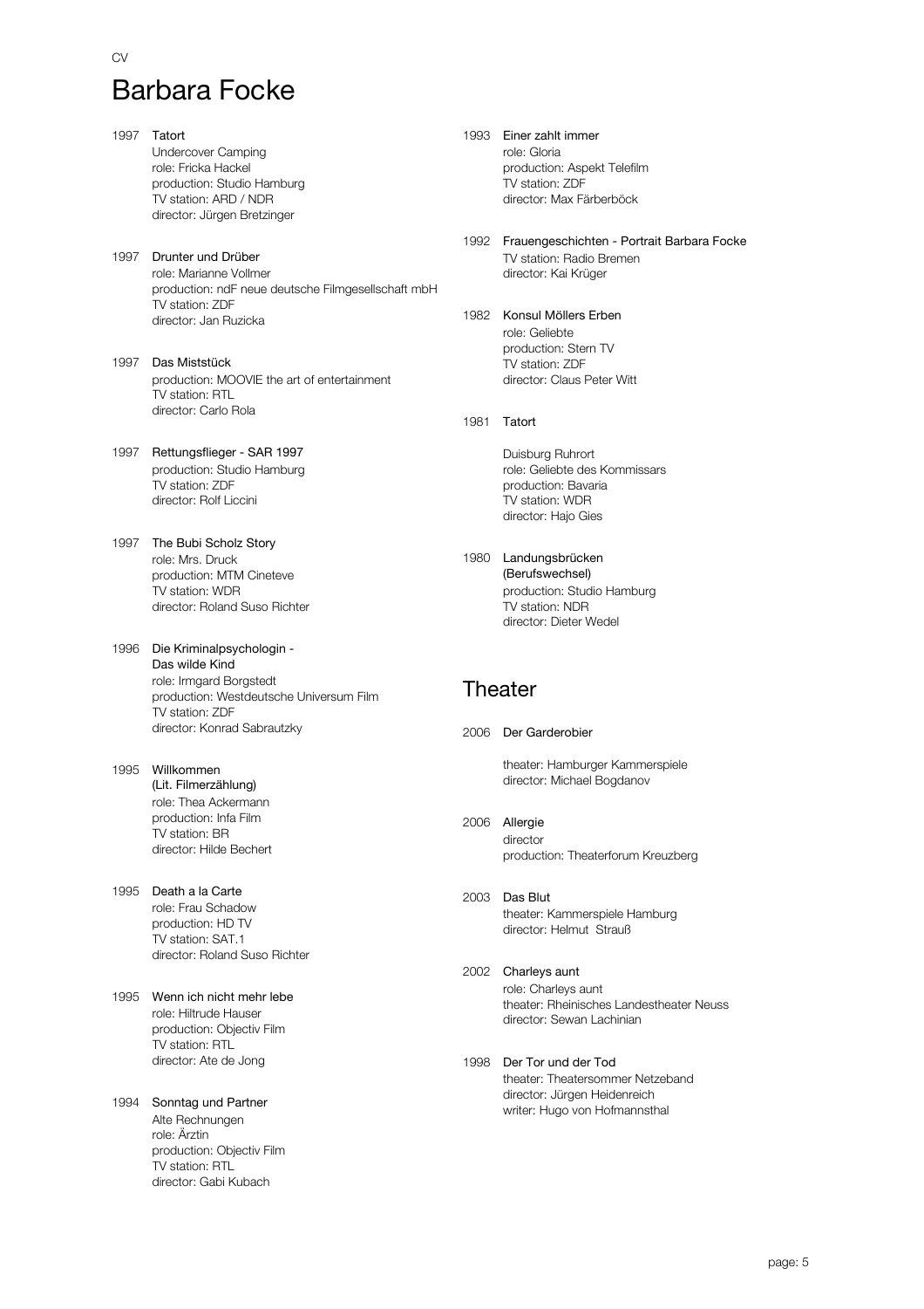CV

# Barbara Focke

1997 **Tatort**
Undercover Camping
role: Fricka Hackel
production: Studio Hamburg
TV station: ARD / NDR
director: Jürgen Bretzinger

1997 **Drunter und Drüber**
role: Marianne Vollmer
production: ndF neue deutsche Filmgesellschaft mbH
TV station: ZDF
director: Jan Ruzicka

1997 **Das Miststück**
production: MOOVIE the art of entertainment
TV station: RTL
director: Carlo Rola

1997 **Rettungsflieger - SAR 1997**
production: Studio Hamburg
TV station: ZDF
director: Rolf Liccini

1997 **The Bubi Scholz Story**
role: Mrs. Druck
production: MTM Cineteve
TV station: WDR
director: Roland Suso Richter

1996 **Die Kriminalpsychologin - Das wilde Kind**
role: Irmgard Borgstedt
production: Westdeutsche Universum Film
TV station: ZDF
director: Konrad Sabrautzky

1995 **Willkommen (Lit. Filmerzählung)**
role: Thea Ackermann
production: Infa Film
TV station: BR
director: Hilde Bechert

1995 **Death a la Carte**
role: Frau Schadow
production: HD TV
TV station: SAT.1
director: Roland Suso Richter

1995 **Wenn ich nicht mehr lebe**
role: Hiltrude Hauser
production: Objectiv Film
TV station: RTL
director: Ate de Jong

1994 **Sonntag und Partner**
Alte Rechnungen
role: Ärztin
production: Objectiv Film
TV station: RTL
director: Gabi Kubach

1993 **Einer zahlt immer**
role: Gloria
production: Aspekt Telefilm
TV station: ZDF
director: Max Färberböck

1992 **Frauengeschichten - Portrait Barbara Focke**
TV station: Radio Bremen
director: Kai Krüger

1982 **Konsul Möllers Erben**
role: Geliebte
production: Stern TV
TV station: ZDF
director: Claus Peter Witt

1981 **Tatort**
Duisburg Ruhrort
role: Geliebte des Kommissars
production: Bavaria
TV station: WDR
director: Hajo Gies

1980 **Landungsbrücken (Berufswechsel)**
production: Studio Hamburg
TV station: NDR
director: Dieter Wedel

## Theater

2006 **Der Garderobier**
theater: Hamburger Kammerspiele
director: Michael Bogdanov

2006 **Allergie**
director
production: Theaterforum Kreuzberg

2003 **Das Blut**
theater: Kammerspiele Hamburg
director: Helmut Strauß

2002 **Charleys aunt**
role: Charleys aunt
theater: Rheinisches Landestheater Neuss
director: Sewan Lachinian

1998 **Der Tor und der Tod**
theater: Theatersommer Netzeband
director: Jürgen Heidenreich
writer: Hugo von Hofmannsthal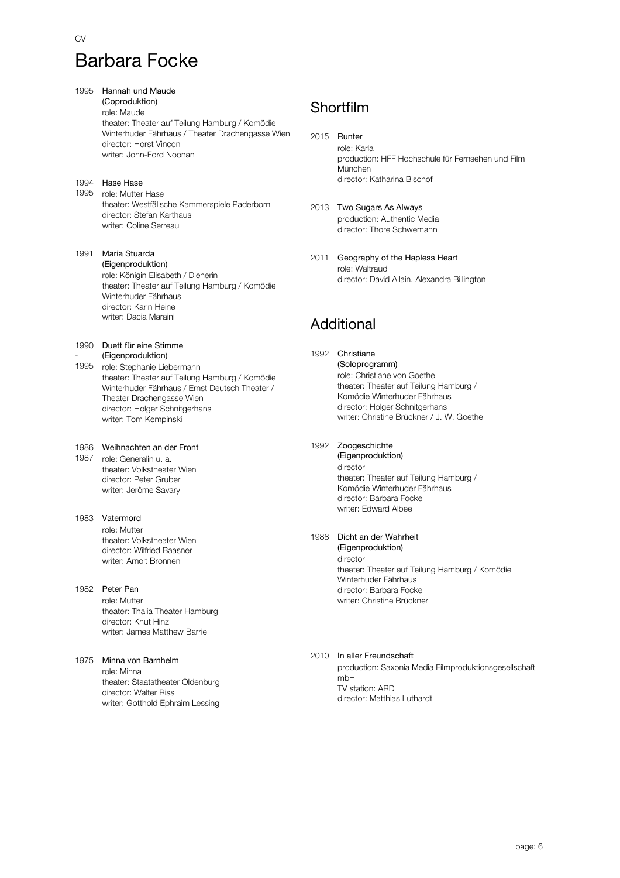CV

# Barbara Focke

1995 **Hannah und Maude**
(Coproduktion)
role: Maude
theater: Theater auf Teilung Hamburg / Komödie Winterhuder Fährhaus / Theater Drachengasse Wien
director: Horst Vincon
writer: John-Ford Noonan

1994 - 1995 **Hase Hase**
role: Mutter Hase
theater: Westfälische Kammerspiele Paderborn
director: Stefan Karthaus
writer: Coline Serreau

1991 **Maria Stuarda**
(Eigenproduktion)
role: Königin Elisabeth / Dienerin
theater: Theater auf Teilung Hamburg / Komödie Winterhuder Fährhaus
director: Karin Heine
writer: Dacia Maraini

1990 - 1995 **Duett für eine Stimme**
(Eigenproduktion)
role: Stephanie Liebermann
theater: Theater auf Teilung Hamburg / Komödie Winterhuder Fährhaus / Ernst Deutsch Theater / Theater Drachengasse Wien
director: Holger Schnitgerhans
writer: Tom Kempinski

1986 - 1987 **Weihnachten an der Front**
role: Generalin u. a.
theater: Volkstheater Wien
director: Peter Gruber
writer: Jerôme Savary

1983 **Vatermord**
role: Mutter
theater: Volkstheater Wien
director: Wilfried Baasner
writer: Arnolt Bronnen

1982 **Peter Pan**
role: Mutter
theater: Thalia Theater Hamburg
director: Knut Hinz
writer: James Matthew Barrie

1975 **Minna von Barnhelm**
role: Minna
theater: Staatstheater Oldenburg
director: Walter Riss
writer: Gotthold Ephraim Lessing

## Shortfilm

2015 **Runter**
role: Karla
production: HFF Hochschule für Fernsehen und Film München
director: Katharina Bischof

2013 **Two Sugars As Always**
production: Authentic Media
director: Thore Schwemann

2011 **Geography of the Hapless Heart**
role: Waltraud
director: David Allain, Alexandra Billington

## Additional

1992 **Christiane**
(Soloprogramm)
role: Christiane von Goethe
theater: Theater auf Teilung Hamburg / Komödie Winterhuder Fährhaus
director: Holger Schnitgerhans
writer: Christine Brückner / J. W. Goethe

1992 **Zoogeschichte**
(Eigenproduktion)
director
theater: Theater auf Teilung Hamburg / Komödie Winterhuder Fährhaus
director: Barbara Focke
writer: Edward Albee

1988 **Dicht an der Wahrheit**
(Eigenproduktion)
director
theater: Theater auf Teilung Hamburg / Komödie Winterhuder Fährhaus
director: Barbara Focke
writer: Christine Brückner

2010 **In aller Freundschaft**
production: Saxonia Media Filmproduktionsgesellschaft mbH
TV station: ARD
director: Matthias Luthardt